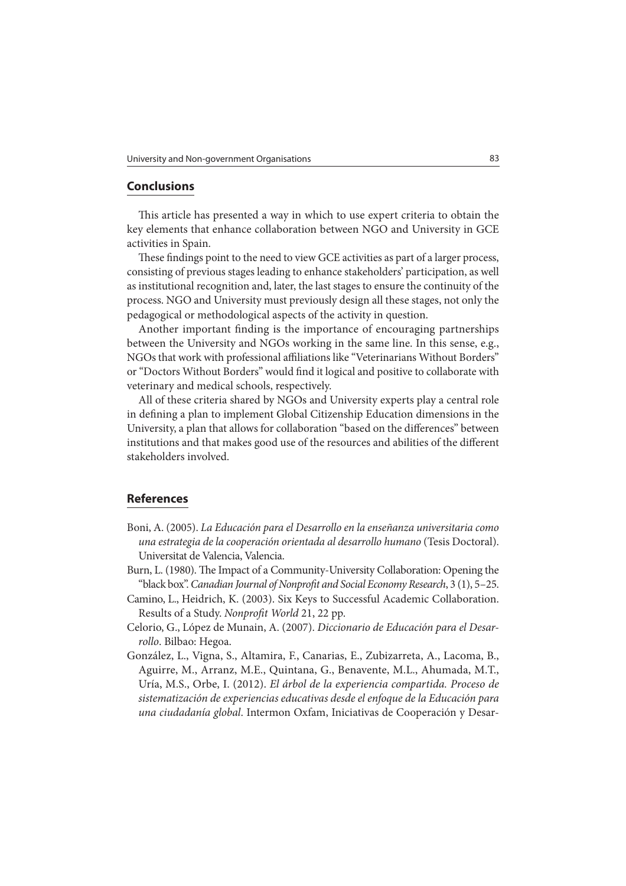## Conclusions

This article has presented a way in which to use expert criteria to obtain the key elements that enhance collaboration between NGO and University in GCE activities in Spain.

These findings point to the need to view GCE activities as part of a larger process, consisting of previous stages leading to enhance stakeholders' participation, as well as institutional recognition and, later, the last stages to ensure the continuity of the process. NGO and University must previously design all these stages, not only the pedagogical or methodological aspects of the activity in question.

Another important finding is the importance of encouraging partnerships between the University and NGOs working in the same line. In this sense, e.g., NGOs that work with professional affiliations like "Veterinarians Without Borders" or "Doctors Without Borders" would find it logical and positive to collaborate with veterinary and medical schools, respectively.

All of these criteria shared by NGOs and University experts play a central role in defining a plan to implement Global Citizenship Education dimensions in the University, a plan that allows for collaboration "based on the differences" between institutions and that makes good use of the resources and abilities of the different stakeholders involved.

## References

Boni, A. (2005). *La Educación para el Desarrollo en la enseñanza universitaria como una estrategia de la cooperación orientada al desarrollo humano* (Tesis Doctoral). Universitat de Valencia, Valencia.

Burn, L. (1980). The Impact of a Community-University Collaboration: Opening the "black box". *Canadian Journal of Nonprofit and Social Economy Research*, 3 (1), 5–25.

Camino, L., Heidrich, K. (2003). Six Keys to Successful Academic Collaboration. Results of a Study. *Nonprofit World* 21, 22 pp.

Celorio, G., López de Munain, A. (2007). *Diccionario de Educación para el Desarrollo*. Bilbao: Hegoa.

González, L., Vigna, S., Altamira, F., Canarias, E., Zubizarreta, A., Lacoma, B., Aguirre, M., Arranz, M.E., Quintana, G., Benavente, M.L., Ahumada, M.T., Uría, M.S., Orbe, I. (2012). *El árbol de la experiencia compartida. Proceso de sistematización de experiencias educativas desde el enfoque de la Educación para una ciudadanía global*. Intermon Oxfam, Iniciativas de Cooperación y Desar-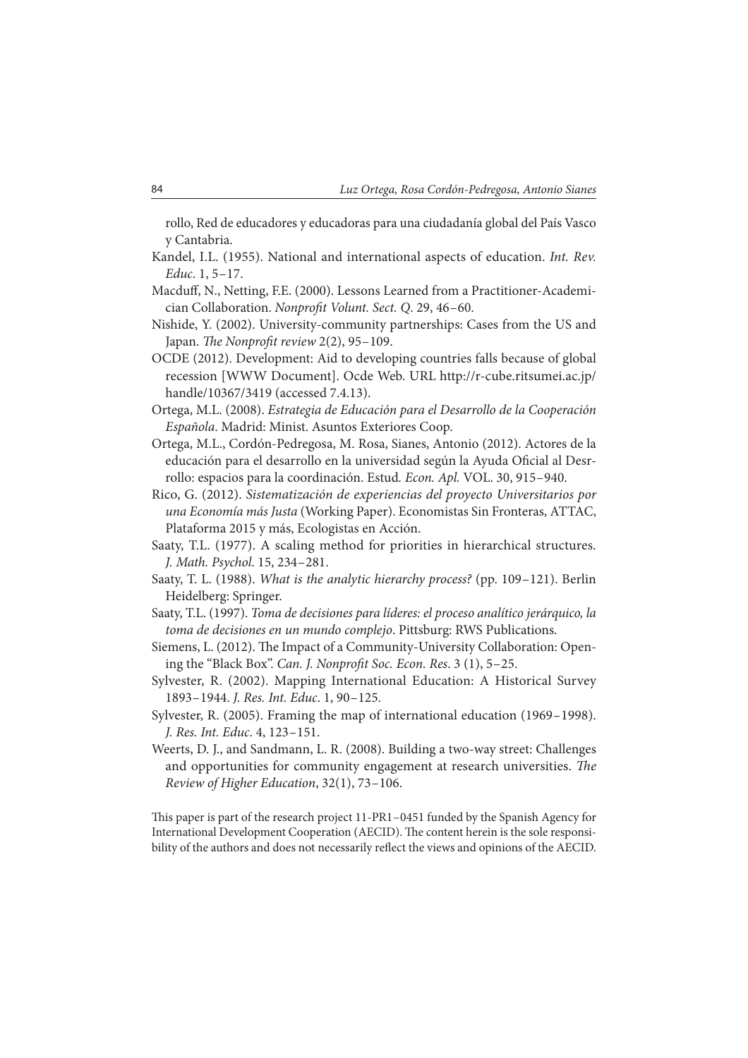rollo, Red de educadores y educadoras para una ciudadanía global del País Vasco y Cantabria.

Kandel, I.L. (1955). National and international aspects of education. *Int. Rev. Educ*. 1, 5–17.

Macduff, N., Netting, F.E. (2000). Lessons Learned from a Practitioner-Academician Collaboration. *Nonprofit Volunt. Sect. Q*. 29, 46–60.

Nishide, Y. (2002). University-community partnerships: Cases from the US and Japan. *The Nonprofit review* 2(2), 95–109.

OCDE (2012). Development: Aid to developing countries falls because of global recession [WWW Document]. Ocde Web. URL http://r-cube.ritsumei.ac.jp/handle/10367/3419 (accessed 7.4.13).

Ortega, M.L. (2008). *Estrategia de Educación para el Desarrollo de la Cooperación Española*. Madrid: Minist. Asuntos Exteriores Coop.

Ortega, M.L., Cordón-Pedregosa, M. Rosa, Sianes, Antonio (2012). Actores de la educación para el desarrollo en la universidad según la Ayuda Oficial al Desrrollo: espacios para la coordinación. Estud. *Econ. Apl.* VOL. 30, 915–940.

Rico, G. (2012). *Sistematización de experiencias del proyecto Universitarios por una Economía más Justa* (Working Paper). Economistas Sin Fronteras, ATTAC, Plataforma 2015 y más, Ecologistas en Acción.

Saaty, T.L. (1977). A scaling method for priorities in hierarchical structures. *J. Math. Psychol*. 15, 234–281.

Saaty, T. L. (1988). *What is the analytic hierarchy process?* (pp. 109–121). Berlin Heidelberg: Springer.

Saaty, T.L. (1997). *Toma de decisiones para líderes: el proceso analítico jerárquico, la toma de decisiones en un mundo complejo*. Pittsburg: RWS Publications.

Siemens, L. (2012). The Impact of a Community-University Collaboration: Opening the "Black Box". *Can. J. Nonprofit Soc. Econ. Res*. 3 (1), 5–25.

Sylvester, R. (2002). Mapping International Education: A Historical Survey 1893–1944. *J. Res. Int. Educ*. 1, 90–125.

Sylvester, R. (2005). Framing the map of international education (1969–1998). *J. Res. Int. Educ*. 4, 123–151.

Weerts, D. J., and Sandmann, L. R. (2008). Building a two-way street: Challenges and opportunities for community engagement at research universities. *The Review of Higher Education*, 32(1), 73–106.

This paper is part of the research project 11-PR1–0451 funded by the Spanish Agency for International Development Cooperation (AECID). The content herein is the sole responsibility of the authors and does not necessarily reflect the views and opinions of the AECID.